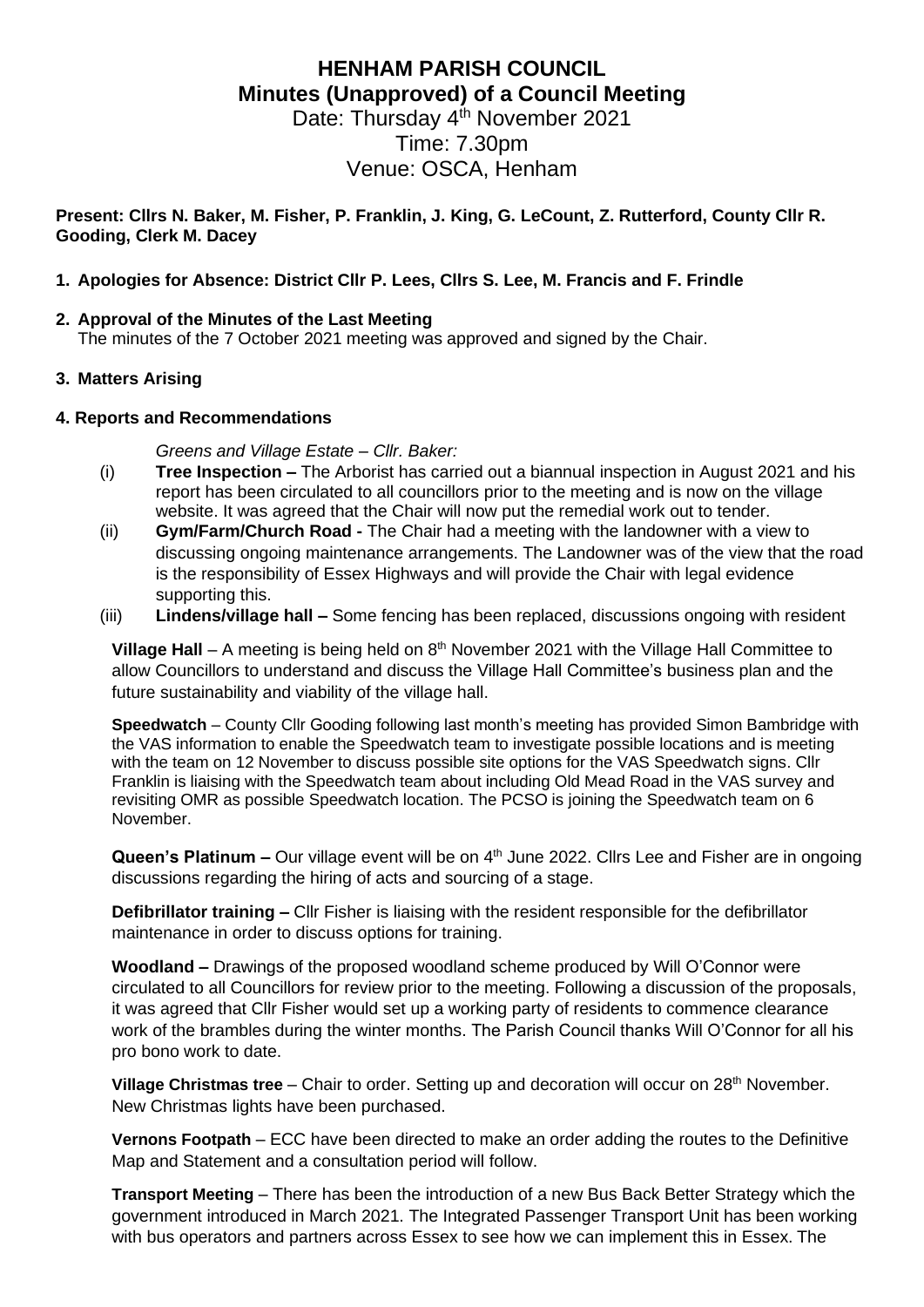# HENHAM PARISH COUNCIL

## Minutes (Unapproved) of a Council Meeting

Date: Thursday 4th November 2021
Time: 7.30pm
Venue: OSCA, Henham

**Present: Cllrs N. Baker, M. Fisher, P. Franklin, J. King, G. LeCount, Z. Rutterford, County Cllr R. Gooding, Clerk M. Dacey**

1. **Apologies for Absence: District Cllr P. Lees, Cllrs S. Lee, M. Francis and F. Frindle**

2. **Approval of the Minutes of the Last Meeting**
   The minutes of the 7 October 2021 meeting was approved and signed by the Chair.

3. **Matters Arising**

4. **Reports and Recommendations**

*Greens and Village Estate – Cllr. Baker:*

(i) **Tree Inspection –** The Arborist has carried out a biannual inspection in August 2021 and his report has been circulated to all councillors prior to the meeting and is now on the village website. It was agreed that the Chair will now put the remedial work out to tender.

(ii) **Gym/Farm/Church Road -** The Chair had a meeting with the landowner with a view to discussing ongoing maintenance arrangements. The Landowner was of the view that the road is the responsibility of Essex Highways and will provide the Chair with legal evidence supporting this.

(iii) **Lindens/village hall –** Some fencing has been replaced, discussions ongoing with resident

**Village Hall** – A meeting is being held on 8th November 2021 with the Village Hall Committee to allow Councillors to understand and discuss the Village Hall Committee's business plan and the future sustainability and viability of the village hall.

**Speedwatch** – County Cllr Gooding following last month's meeting has provided Simon Bambridge with the VAS information to enable the Speedwatch team to investigate possible locations and is meeting with the team on 12 November to discuss possible site options for the VAS Speedwatch signs. Cllr Franklin is liaising with the Speedwatch team about including Old Mead Road in the VAS survey and revisiting OMR as possible Speedwatch location. The PCSO is joining the Speedwatch team on 6 November.

**Queen's Platinum –** Our village event will be on 4th June 2022. Cllrs Lee and Fisher are in ongoing discussions regarding the hiring of acts and sourcing of a stage.

**Defibrillator training –** Cllr Fisher is liaising with the resident responsible for the defibrillator maintenance in order to discuss options for training.

**Woodland –** Drawings of the proposed woodland scheme produced by Will O'Connor were circulated to all Councillors for review prior to the meeting. Following a discussion of the proposals, it was agreed that Cllr Fisher would set up a working party of residents to commence clearance work of the brambles during the winter months. The Parish Council thanks Will O'Connor for all his pro bono work to date.

**Village Christmas tree** – Chair to order. Setting up and decoration will occur on 28th November. New Christmas lights have been purchased.

**Vernons Footpath** – ECC have been directed to make an order adding the routes to the Definitive Map and Statement and a consultation period will follow.

**Transport Meeting** – There has been the introduction of a new Bus Back Better Strategy which the government introduced in March 2021. The Integrated Passenger Transport Unit has been working with bus operators and partners across Essex to see how we can implement this in Essex. The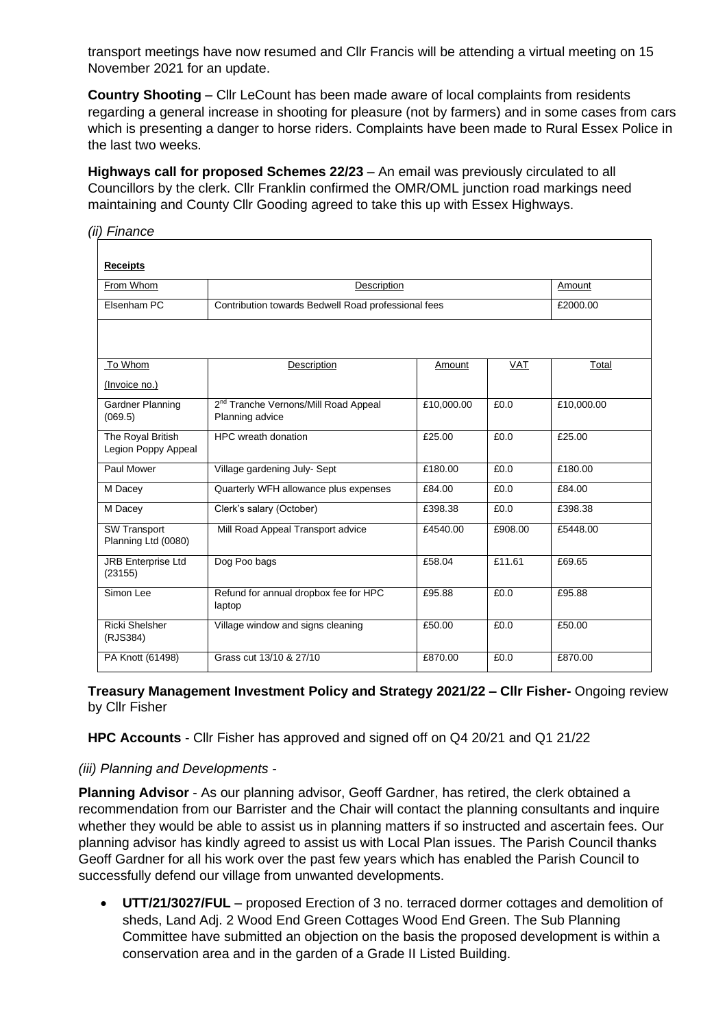transport meetings have now resumed and Cllr Francis will be attending a virtual meeting on 15 November 2021 for an update.

**Country Shooting** – Cllr LeCount has been made aware of local complaints from residents regarding a general increase in shooting for pleasure (not by farmers) and in some cases from cars which is presenting a danger to horse riders. Complaints have been made to Rural Essex Police in the last two weeks.

**Highways call for proposed Schemes 22/23** – An email was previously circulated to all Councillors by the clerk. Cllr Franklin confirmed the OMR/OML junction road markings need maintaining and County Cllr Gooding agreed to take this up with Essex Highways.

*(ii) Finance*

**Receipts**

| From Whom | Description | Amount |
|---|---|---|
| Elsenham PC | Contribution towards Bedwell Road professional fees | £2000.00 |

| To Whom (Invoice no.) | Description | Amount | VAT | Total |
|---|---|---|---|---|
| Gardner Planning (069.5) | 2nd Tranche Vernons/Mill Road Appeal Planning advice | £10,000.00 | £0.0 | £10,000.00 |
| The Royal British Legion Poppy Appeal | HPC wreath donation | £25.00 | £0.0 | £25.00 |
| Paul Mower | Village gardening July- Sept | £180.00 | £0.0 | £180.00 |
| M Dacey | Quarterly WFH allowance plus expenses | £84.00 | £0.0 | £84.00 |
| M Dacey | Clerk's salary (October) | £398.38 | £0.0 | £398.38 |
| SW Transport Planning Ltd (0080) | Mill Road Appeal Transport advice | £4540.00 | £908.00 | £5448.00 |
| JRB Enterprise Ltd (23155) | Dog Poo bags | £58.04 | £11.61 | £69.65 |
| Simon Lee | Refund for annual dropbox fee for HPC laptop | £95.88 | £0.0 | £95.88 |
| Ricki Shelsher (RJS384) | Village window and signs cleaning | £50.00 | £0.0 | £50.00 |
| PA Knott (61498) | Grass cut 13/10 & 27/10 | £870.00 | £0.0 | £870.00 |

**Treasury Management Investment Policy and Strategy 2021/22 – Cllr Fisher-** Ongoing review by Cllr Fisher

**HPC Accounts** - Cllr Fisher has approved and signed off on Q4 20/21 and Q1 21/22

*(iii) Planning and Developments -*

**Planning Advisor** - As our planning advisor, Geoff Gardner, has retired, the clerk obtained a recommendation from our Barrister and the Chair will contact the planning consultants and inquire whether they would be able to assist us in planning matters if so instructed and ascertain fees. Our planning advisor has kindly agreed to assist us with Local Plan issues. The Parish Council thanks Geoff Gardner for all his work over the past few years which has enabled the Parish Council to successfully defend our village from unwanted developments.

- **UTT/21/3027/FUL** – proposed Erection of 3 no. terraced dormer cottages and demolition of sheds, Land Adj. 2 Wood End Green Cottages Wood End Green. The Sub Planning Committee have submitted an objection on the basis the proposed development is within a conservation area and in the garden of a Grade II Listed Building.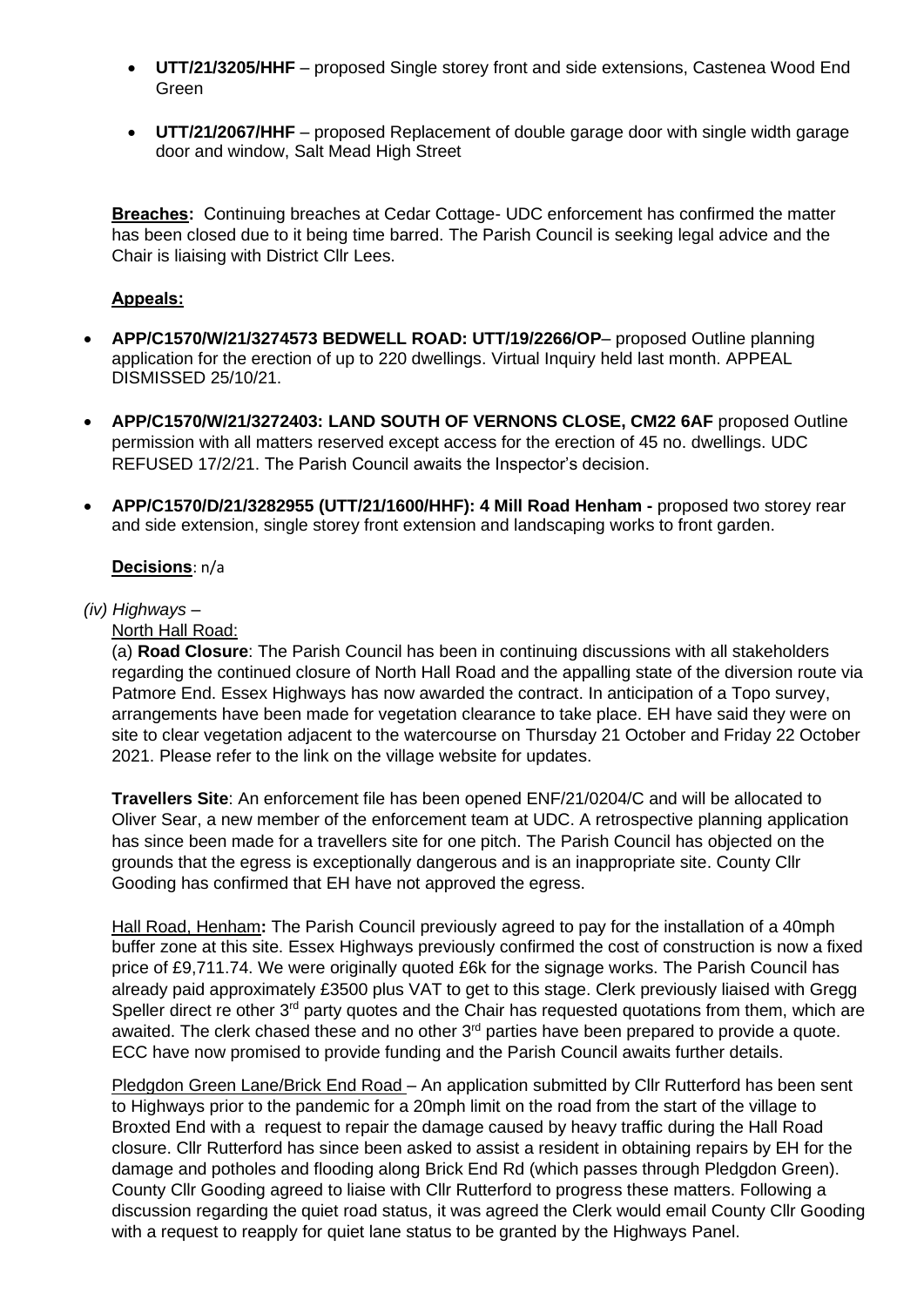- **UTT/21/3205/HHF** – proposed Single storey front and side extensions, Castenea Wood End Green

- **UTT/21/2067/HHF** – proposed Replacement of double garage door with single width garage door and window, Salt Mead High Street

**Breaches:** Continuing breaches at Cedar Cottage- UDC enforcement has confirmed the matter has been closed due to it being time barred. The Parish Council is seeking legal advice and the Chair is liaising with District Cllr Lees.

**Appeals:**

- **APP/C1570/W/21/3274573 BEDWELL ROAD: UTT/19/2266/OP**– proposed Outline planning application for the erection of up to 220 dwellings. Virtual Inquiry held last month. APPEAL DISMISSED 25/10/21.

- **APP/C1570/W/21/3272403: LAND SOUTH OF VERNONS CLOSE, CM22 6AF** proposed Outline permission with all matters reserved except access for the erection of 45 no. dwellings. UDC REFUSED 17/2/21. The Parish Council awaits the Inspector's decision.

- **APP/C1570/D/21/3282955 (UTT/21/1600/HHF): 4 Mill Road Henham -** proposed two storey rear and side extension, single storey front extension and landscaping works to front garden.

**Decisions**: n/a

*(iv) Highways* –

North Hall Road:

(a) **Road Closure**: The Parish Council has been in continuing discussions with all stakeholders regarding the continued closure of North Hall Road and the appalling state of the diversion route via Patmore End. Essex Highways has now awarded the contract. In anticipation of a Topo survey, arrangements have been made for vegetation clearance to take place. EH have said they were on site to clear vegetation adjacent to the watercourse on Thursday 21 October and Friday 22 October 2021. Please refer to the link on the village website for updates.

**Travellers Site**: An enforcement file has been opened ENF/21/0204/C and will be allocated to Oliver Sear, a new member of the enforcement team at UDC. A retrospective planning application has since been made for a travellers site for one pitch. The Parish Council has objected on the grounds that the egress is exceptionally dangerous and is an inappropriate site. County Cllr Gooding has confirmed that EH have not approved the egress.

Hall Road, Henham**:** The Parish Council previously agreed to pay for the installation of a 40mph buffer zone at this site. Essex Highways previously confirmed the cost of construction is now a fixed price of £9,711.74. We were originally quoted £6k for the signage works. The Parish Council has already paid approximately £3500 plus VAT to get to this stage. Clerk previously liaised with Gregg Speller direct re other 3rd party quotes and the Chair has requested quotations from them, which are awaited. The clerk chased these and no other 3rd parties have been prepared to provide a quote. ECC have now promised to provide funding and the Parish Council awaits further details.

Pledgdon Green Lane/Brick End Road – An application submitted by Cllr Rutterford has been sent to Highways prior to the pandemic for a 20mph limit on the road from the start of the village to Broxted End with a request to repair the damage caused by heavy traffic during the Hall Road closure. Cllr Rutterford has since been asked to assist a resident in obtaining repairs by EH for the damage and potholes and flooding along Brick End Rd (which passes through Pledgdon Green). County Cllr Gooding agreed to liaise with Cllr Rutterford to progress these matters. Following a discussion regarding the quiet road status, it was agreed the Clerk would email County Cllr Gooding with a request to reapply for quiet lane status to be granted by the Highways Panel.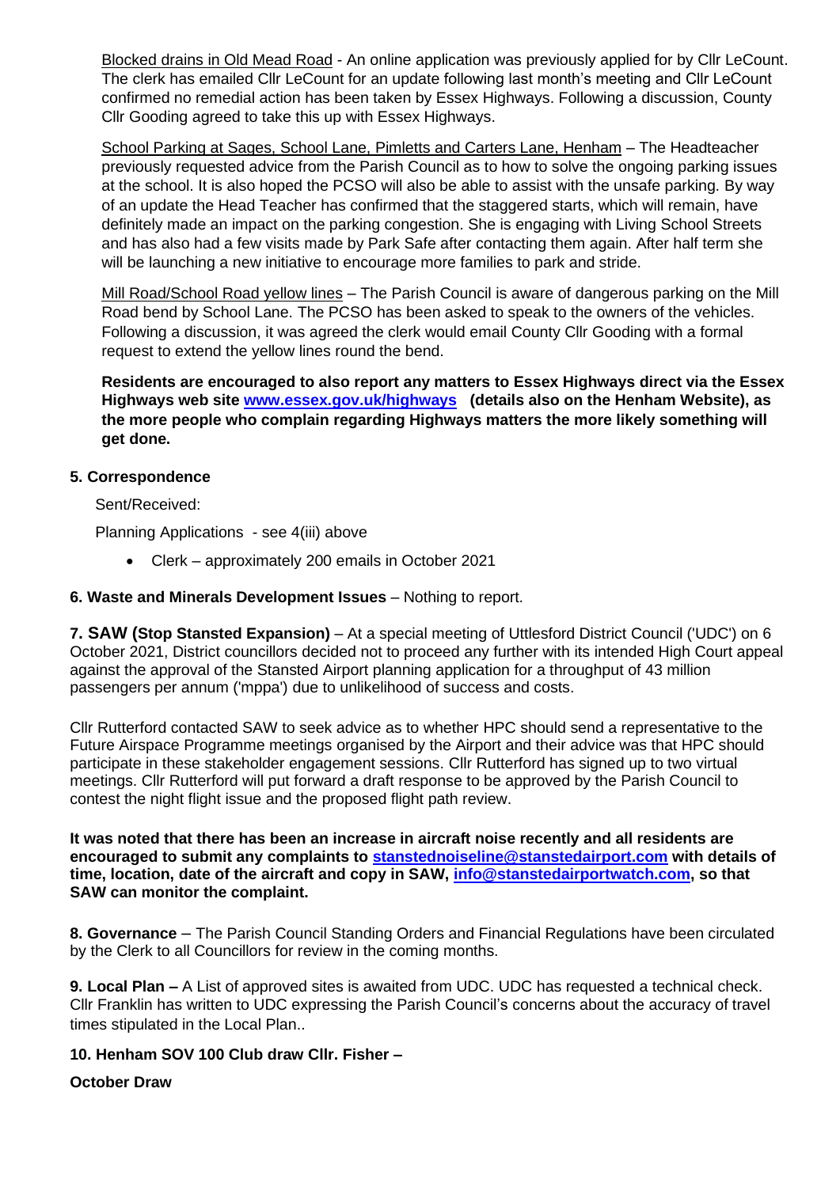Blocked drains in Old Mead Road - An online application was previously applied for by Cllr LeCount. The clerk has emailed Cllr LeCount for an update following last month's meeting and Cllr LeCount confirmed no remedial action has been taken by Essex Highways. Following a discussion, County Cllr Gooding agreed to take this up with Essex Highways.

School Parking at Sages, School Lane, Pimletts and Carters Lane, Henham – The Headteacher previously requested advice from the Parish Council as to how to solve the ongoing parking issues at the school. It is also hoped the PCSO will also be able to assist with the unsafe parking. By way of an update the Head Teacher has confirmed that the staggered starts, which will remain, have definitely made an impact on the parking congestion. She is engaging with Living School Streets and has also had a few visits made by Park Safe after contacting them again. After half term she will be launching a new initiative to encourage more families to park and stride.

Mill Road/School Road yellow lines – The Parish Council is aware of dangerous parking on the Mill Road bend by School Lane. The PCSO has been asked to speak to the owners of the vehicles. Following a discussion, it was agreed the clerk would email County Cllr Gooding with a formal request to extend the yellow lines round the bend.

**Residents are encouraged to also report any matters to Essex Highways direct via the Essex Highways web site www.essex.gov.uk/highways (details also on the Henham Website), as the more people who complain regarding Highways matters the more likely something will get done.**

**5. Correspondence**

Sent/Received:

Planning Applications - see 4(iii) above

- Clerk – approximately 200 emails in October 2021

**6. Waste and Minerals Development Issues** – Nothing to report.

**7. SAW (Stop Stansted Expansion)** – At a special meeting of Uttlesford District Council ('UDC') on 6 October 2021, District councillors decided not to proceed any further with its intended High Court appeal against the approval of the Stansted Airport planning application for a throughput of 43 million passengers per annum ('mppa') due to unlikelihood of success and costs.

Cllr Rutterford contacted SAW to seek advice as to whether HPC should send a representative to the Future Airspace Programme meetings organised by the Airport and their advice was that HPC should participate in these stakeholder engagement sessions. Cllr Rutterford has signed up to two virtual meetings. Cllr Rutterford will put forward a draft response to be approved by the Parish Council to contest the night flight issue and the proposed flight path review.

**It was noted that there has been an increase in aircraft noise recently and all residents are encouraged to submit any complaints to stanstednoiseline@stanstedairport.com with details of time, location, date of the aircraft and copy in SAW, info@stanstedairportwatch.com, so that SAW can monitor the complaint.**

**8. Governance** – The Parish Council Standing Orders and Financial Regulations have been circulated by the Clerk to all Councillors for review in the coming months.

**9. Local Plan –** A List of approved sites is awaited from UDC. UDC has requested a technical check. Cllr Franklin has written to UDC expressing the Parish Council's concerns about the accuracy of travel times stipulated in the Local Plan..

**10. Henham SOV 100 Club draw Cllr. Fisher –**

**October Draw**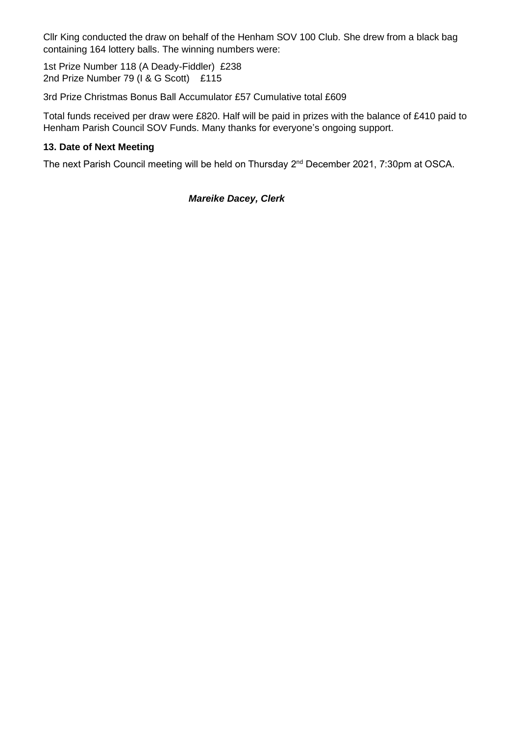Cllr King conducted the draw on behalf of the Henham SOV 100 Club. She drew from a black bag containing 164 lottery balls. The winning numbers were:

1st Prize Number 118 (A Deady-Fiddler) £238
2nd Prize Number 79 (I & G Scott) £115

3rd Prize Christmas Bonus Ball Accumulator £57 Cumulative total £609

Total funds received per draw were £820. Half will be paid in prizes with the balance of £410 paid to Henham Parish Council SOV Funds. Many thanks for everyone's ongoing support.

**13. Date of Next Meeting**

The next Parish Council meeting will be held on Thursday 2nd December 2021, 7:30pm at OSCA.

***Mareike Dacey, Clerk***